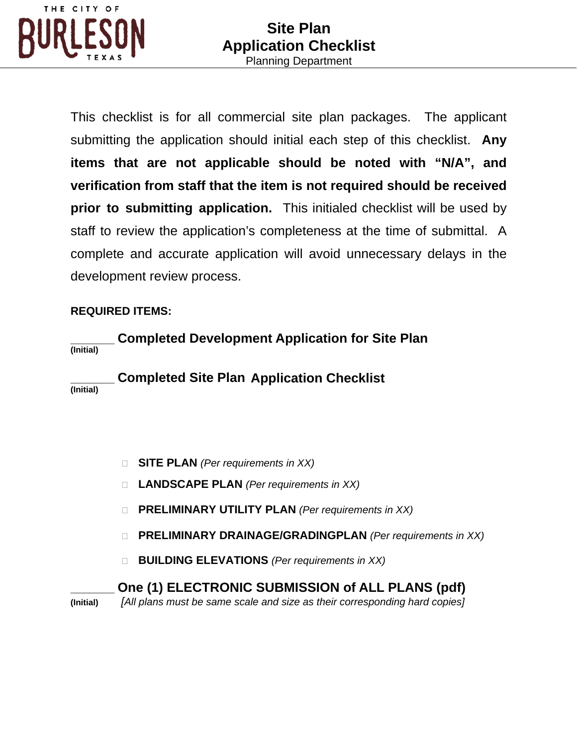# Site Plan Application Checklist

Planning Department

This checklist is for all commercial site plan packages. The applicant submitting the application should initial each step of this checklist. **Any items that are not applicable should be noted with "N/A", and verification from staff that the item is not required should be received prior to submitting application.** This initialed checklist will be used by staff to review the application's completeness at the time of submittal. A complete and accurate application will avoid unnecessary delays in the development review process.

**REQUIRED ITEMS:**

______ **Completed Development Application for Site Plan**
**(Initial)**

______ **Completed Site Plan Application Checklist**
**(Initial)**

- ☐ **SITE PLAN** *(Per requirements in XX)*
- ☐ **LANDSCAPE PLAN** *(Per requirements in XX)*
- ☐ **PRELIMINARY UTILITY PLAN** *(Per requirements in XX)*
- ☐ **PRELIMINARY DRAINAGE/GRADINGPLAN** *(Per requirements in XX)*
- ☐ **BUILDING ELEVATIONS** *(Per requirements in XX)*

______ **One (1) ELECTRONIC SUBMISSION of ALL PLANS (pdf)**
**(Initial)** *[All plans must be same scale and size as their corresponding hard copies]*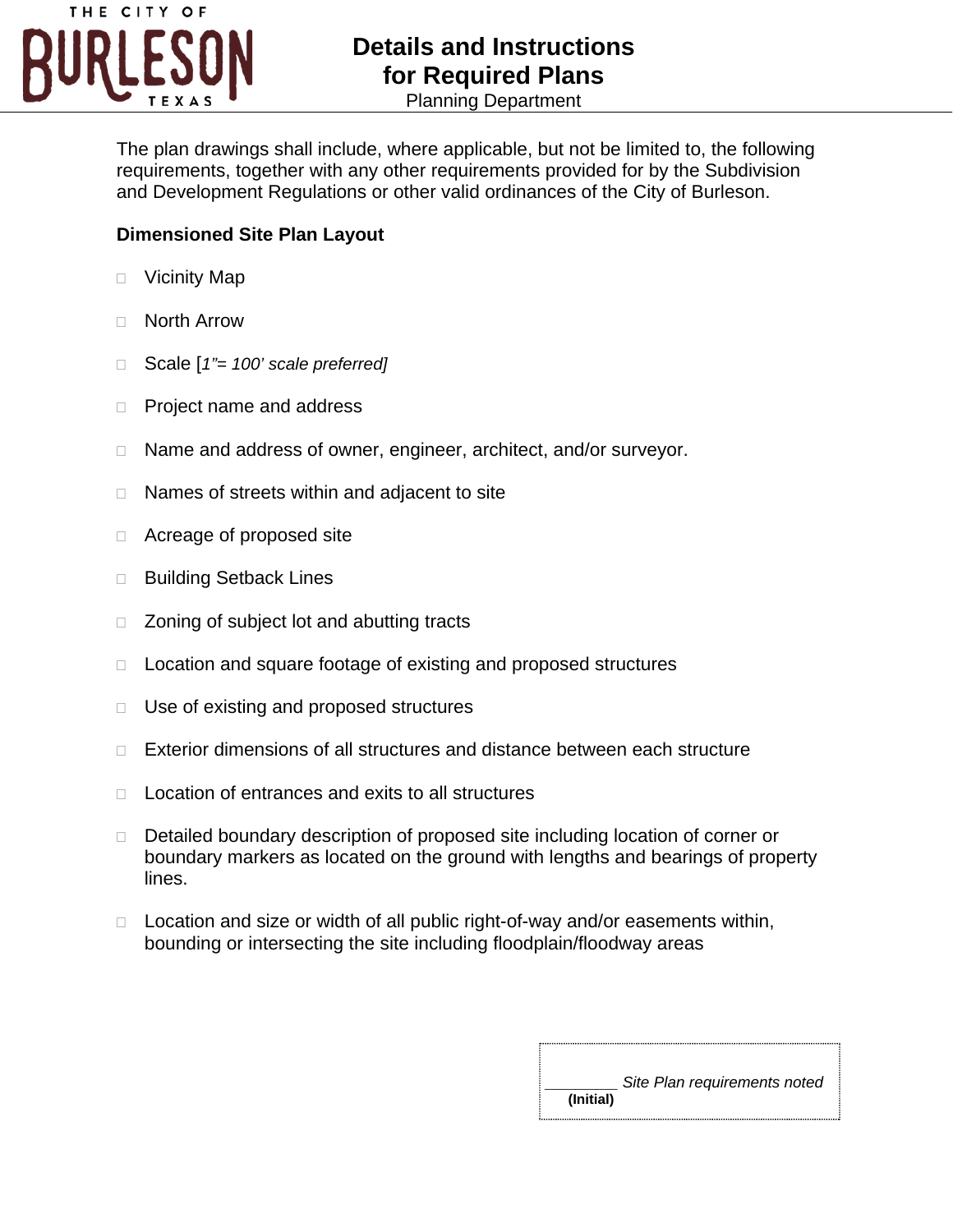# Details and Instructions for Required Plans

Planning Department

The plan drawings shall include, where applicable, but not be limited to, the following requirements, together with any other requirements provided for by the Subdivision and Development Regulations or other valid ordinances of the City of Burleson.

**Dimensioned Site Plan Layout**

- ☐ Vicinity Map
- ☐ North Arrow
- ☐ Scale [*1"= 100' scale preferred]*
- ☐ Project name and address
- ☐ Name and address of owner, engineer, architect, and/or surveyor.
- ☐ Names of streets within and adjacent to site
- ☐ Acreage of proposed site
- ☐ Building Setback Lines
- ☐ Zoning of subject lot and abutting tracts
- ☐ Location and square footage of existing and proposed structures
- ☐ Use of existing and proposed structures
- ☐ Exterior dimensions of all structures and distance between each structure
- ☐ Location of entrances and exits to all structures
- ☐ Detailed boundary description of proposed site including location of corner or boundary markers as located on the ground with lengths and bearings of property lines.
- ☐ Location and size or width of all public right-of-way and/or easements within, bounding or intersecting the site including floodplain/floodway areas

________ *Site Plan requirements noted*
**(Initial)**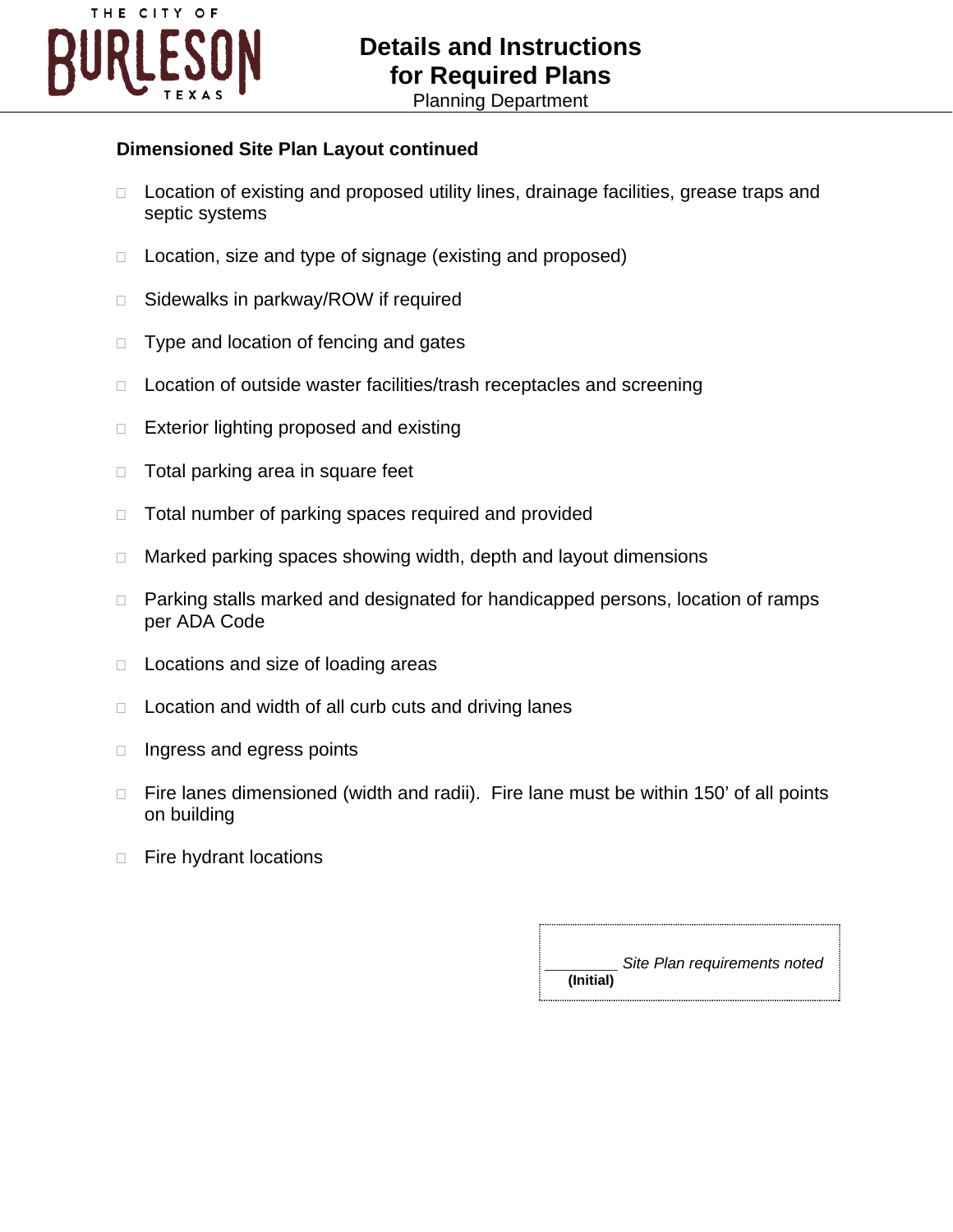## Dimensioned Site Plan Layout continued

- □ Location of existing and proposed utility lines, drainage facilities, grease traps and septic systems
- □ Location, size and type of signage (existing and proposed)
- □ Sidewalks in parkway/ROW if required
- □ Type and location of fencing and gates
- □ Location of outside waster facilities/trash receptacles and screening
- □ Exterior lighting proposed and existing
- □ Total parking area in square feet
- □ Total number of parking spaces required and provided
- □ Marked parking spaces showing width, depth and layout dimensions
- □ Parking stalls marked and designated for handicapped persons, location of ramps per ADA Code
- □ Locations and size of loading areas
- □ Location and width of all curb cuts and driving lanes
- □ Ingress and egress points
- □ Fire lanes dimensioned (width and radii). Fire lane must be within 150' of all points on building
- □ Fire hydrant locations

________ *Site Plan requirements noted*
**(Initial)**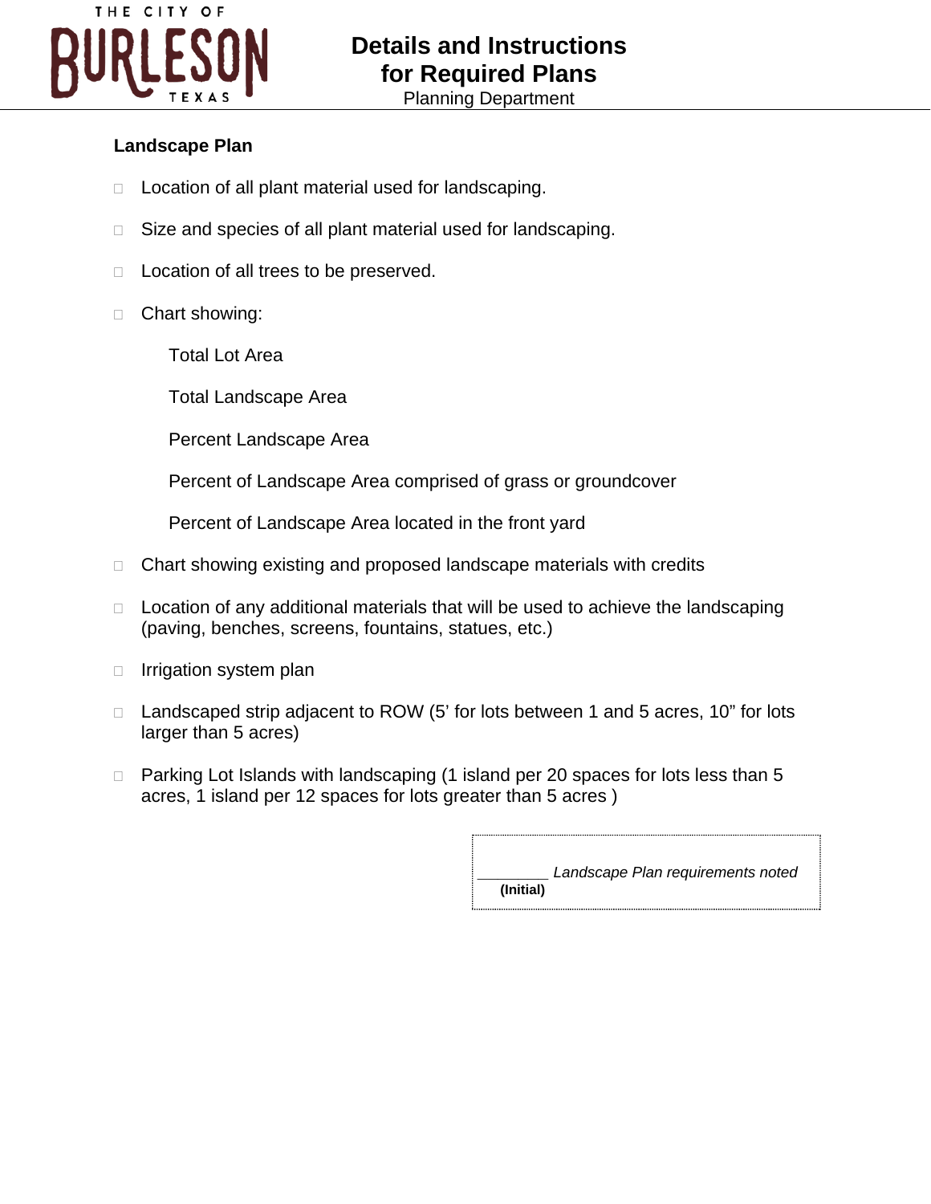# Details and Instructions for Required Plans

Planning Department

### Landscape Plan

- ☐ Location of all plant material used for landscaping.
- ☐ Size and species of all plant material used for landscaping.
- ☐ Location of all trees to be preserved.
- ☐ Chart showing:
  - Total Lot Area
  - Total Landscape Area
  - Percent Landscape Area
  - Percent of Landscape Area comprised of grass or groundcover
  - Percent of Landscape Area located in the front yard
- ☐ Chart showing existing and proposed landscape materials with credits
- ☐ Location of any additional materials that will be used to achieve the landscaping (paving, benches, screens, fountains, statues, etc.)
- ☐ Irrigation system plan
- ☐ Landscaped strip adjacent to ROW (5' for lots between 1 and 5 acres, 10" for lots larger than 5 acres)
- ☐ Parking Lot Islands with landscaping (1 island per 20 spaces for lots less than 5 acres, 1 island per 12 spaces for lots greater than 5 acres )

________ *Landscape Plan requirements noted*
**(Initial)**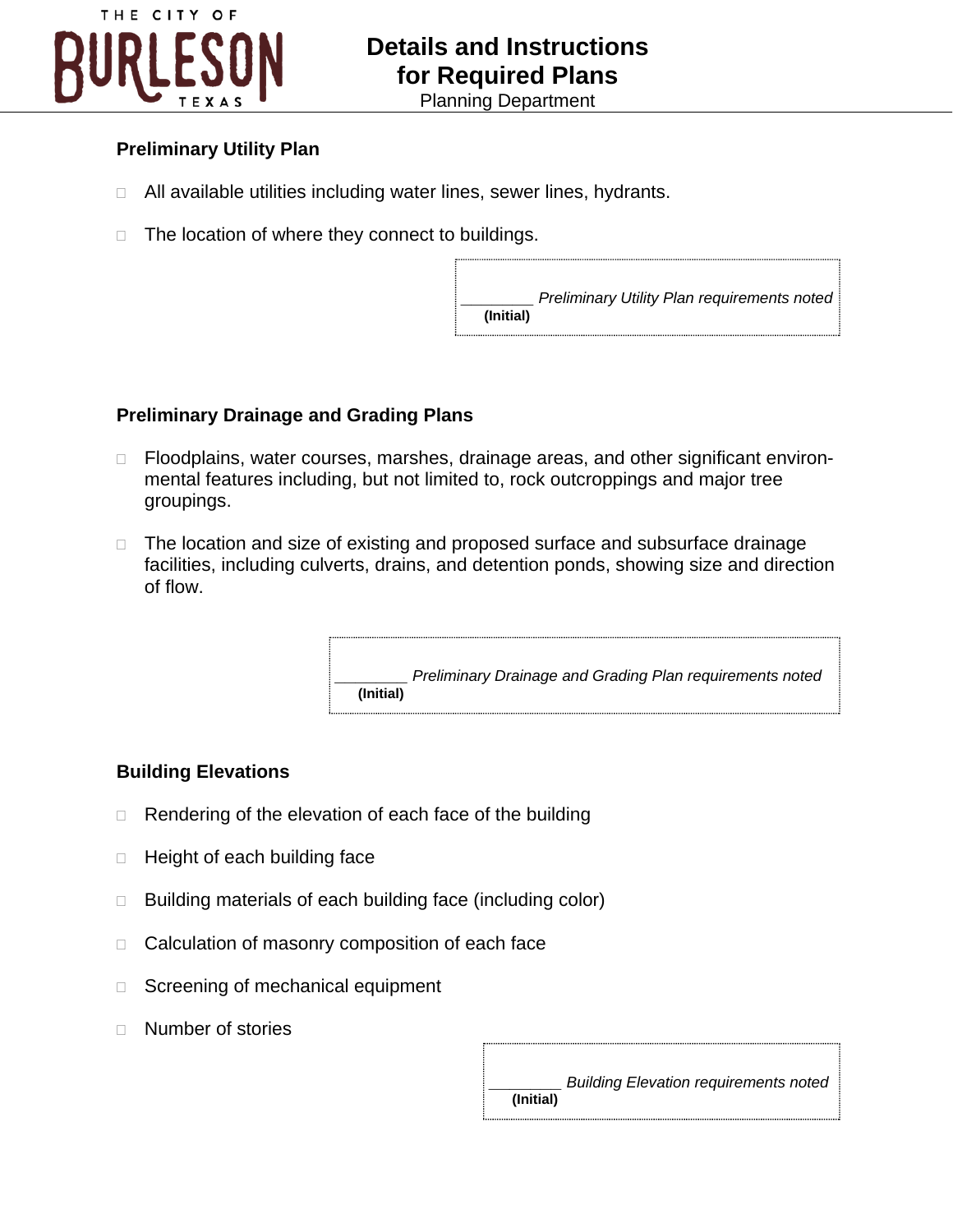### Preliminary Utility Plan

- All available utilities including water lines, sewer lines, hydrants.
- The location of where they connect to buildings.

________ *Preliminary Utility Plan requirements noted*
**(Initial)**

### Preliminary Drainage and Grading Plans

- Floodplains, water courses, marshes, drainage areas, and other significant environmental features including, but not limited to, rock outcroppings and major tree groupings.
- The location and size of existing and proposed surface and subsurface drainage facilities, including culverts, drains, and detention ponds, showing size and direction of flow.

________ *Preliminary Drainage and Grading Plan requirements noted*
**(Initial)**

### Building Elevations

- Rendering of the elevation of each face of the building
- Height of each building face
- Building materials of each building face (including color)
- Calculation of masonry composition of each face
- Screening of mechanical equipment
- Number of stories

________ *Building Elevation requirements noted*
**(Initial)**